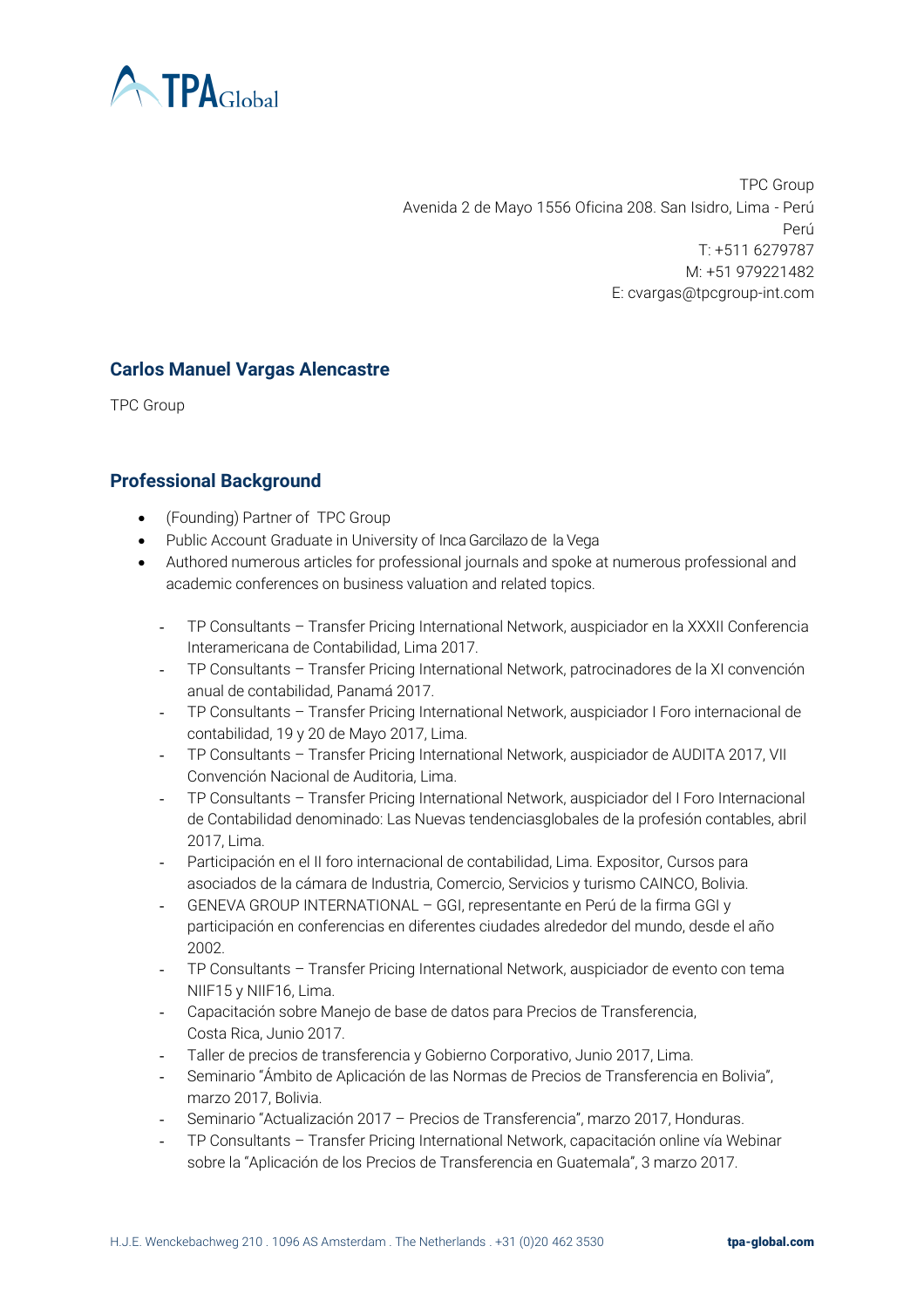TPC Group
Avenida 2 de Mayo 1556 Oficina 208. San Isidro, Lima - Perú
Perú
T: +511 6279787
M: +51 979221482
E: cvargas@tpcgroup-int.com

## Carlos Manuel Vargas Alencastre

TPC Group

## Professional Background

- (Founding) Partner of TPC Group
- Public Account Graduate in University of Inca Garcilazo de la Vega
- Authored numerous articles for professional journals and spoke at numerous professional and academic conferences on business valuation and related topics.

  - TP Consultants – Transfer Pricing International Network, auspiciador en la XXXII Conferencia Interamericana de Contabilidad, Lima 2017.
  - TP Consultants – Transfer Pricing International Network, patrocinadores de la XI convención anual de contabilidad, Panamá 2017.
  - TP Consultants – Transfer Pricing International Network, auspiciador I Foro internacional de contabilidad, 19 y 20 de Mayo 2017, Lima.
  - TP Consultants – Transfer Pricing International Network, auspiciador de AUDITA 2017, VII Convención Nacional de Auditoria, Lima.
  - TP Consultants – Transfer Pricing International Network, auspiciador del I Foro Internacional de Contabilidad denominado: Las Nuevas tendenciasglobales de la profesión contables, abril 2017, Lima.
  - Participación en el II foro internacional de contabilidad, Lima. Expositor, Cursos para asociados de la cámara de Industria, Comercio, Servicios y turismo CAINCO, Bolivia.
  - GENEVA GROUP INTERNATIONAL – GGI, representante en Perú de la firma GGI y participación en conferencias en diferentes ciudades alrededor del mundo, desde el año 2002.
  - TP Consultants – Transfer Pricing International Network, auspiciador de evento con tema NIIF15 y NIIF16, Lima.
  - Capacitación sobre Manejo de base de datos para Precios de Transferencia, Costa Rica, Junio 2017.
  - Taller de precios de transferencia y Gobierno Corporativo, Junio 2017, Lima.
  - Seminario "Ámbito de Aplicación de las Normas de Precios de Transferencia en Bolivia", marzo 2017, Bolivia.
  - Seminario "Actualización 2017 – Precios de Transferencia", marzo 2017, Honduras.
  - TP Consultants – Transfer Pricing International Network, capacitación online vía Webinar sobre la "Aplicación de los Precios de Transferencia en Guatemala", 3 marzo 2017.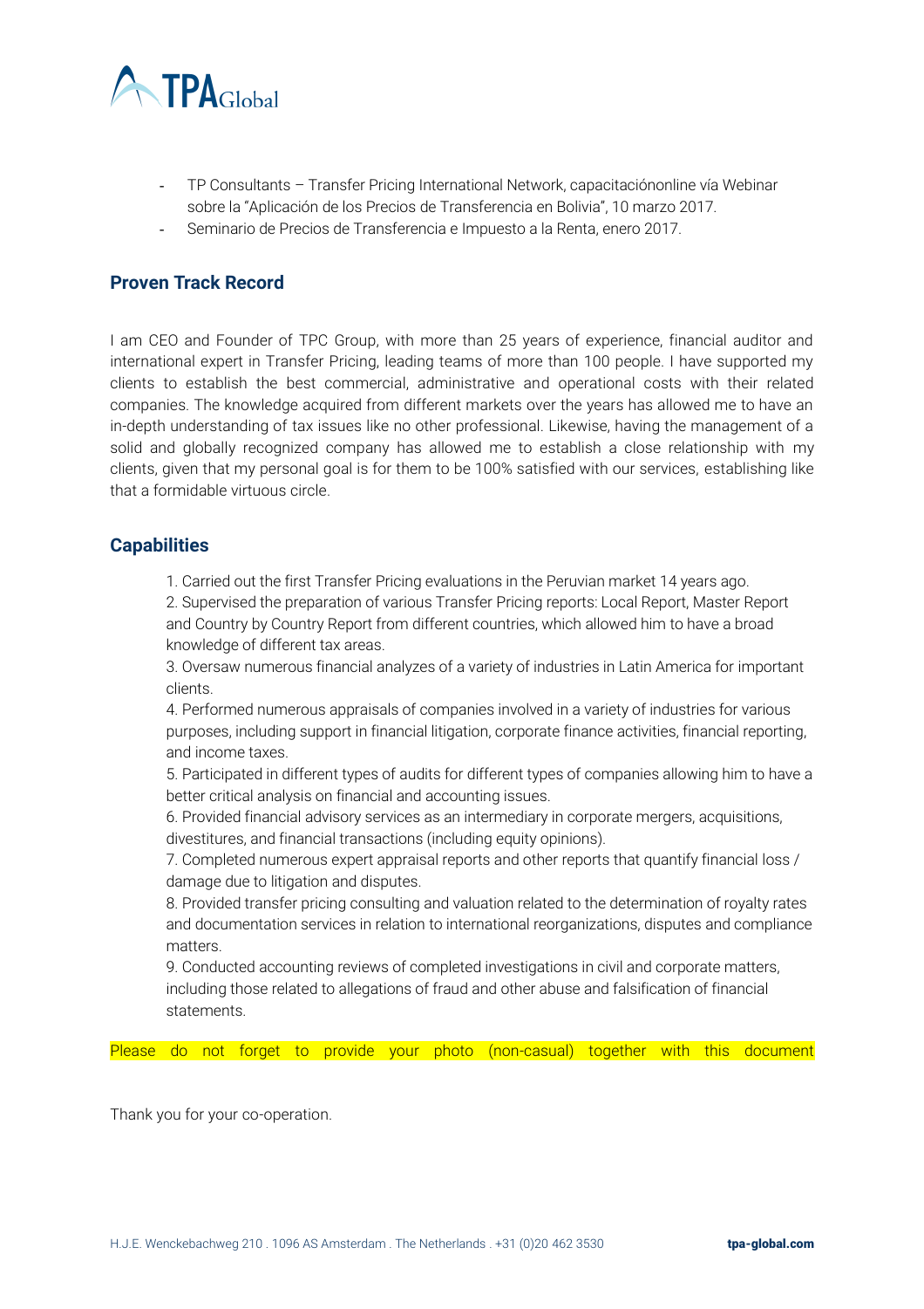- TP Consultants – Transfer Pricing International Network, capacitaciónonline vía Webinar sobre la "Aplicación de los Precios de Transferencia en Bolivia", 10 marzo 2017.
- Seminario de Precios de Transferencia e Impuesto a la Renta, enero 2017.

## Proven Track Record

I am CEO and Founder of TPC Group, with more than 25 years of experience, financial auditor and international expert in Transfer Pricing, leading teams of more than 100 people. I have supported my clients to establish the best commercial, administrative and operational costs with their related companies. The knowledge acquired from different markets over the years has allowed me to have an in-depth understanding of tax issues like no other professional. Likewise, having the management of a solid and globally recognized company has allowed me to establish a close relationship with my clients, given that my personal goal is for them to be 100% satisfied with our services, establishing like that a formidable virtuous circle.

## Capabilities

1. Carried out the first Transfer Pricing evaluations in the Peruvian market 14 years ago.
2. Supervised the preparation of various Transfer Pricing reports: Local Report, Master Report and Country by Country Report from different countries, which allowed him to have a broad knowledge of different tax areas.
3. Oversaw numerous financial analyzes of a variety of industries in Latin America for important clients.
4. Performed numerous appraisals of companies involved in a variety of industries for various purposes, including support in financial litigation, corporate finance activities, financial reporting, and income taxes.
5. Participated in different types of audits for different types of companies allowing him to have a better critical analysis on financial and accounting issues.
6. Provided financial advisory services as an intermediary in corporate mergers, acquisitions, divestitures, and financial transactions (including equity opinions).
7. Completed numerous expert appraisal reports and other reports that quantify financial loss / damage due to litigation and disputes.
8. Provided transfer pricing consulting and valuation related to the determination of royalty rates and documentation services in relation to international reorganizations, disputes and compliance matters.
9. Conducted accounting reviews of completed investigations in civil and corporate matters, including those related to allegations of fraud and other abuse and falsification of financial statements.

Please do not forget to provide your photo (non-casual) together with this document

Thank you for your co-operation.